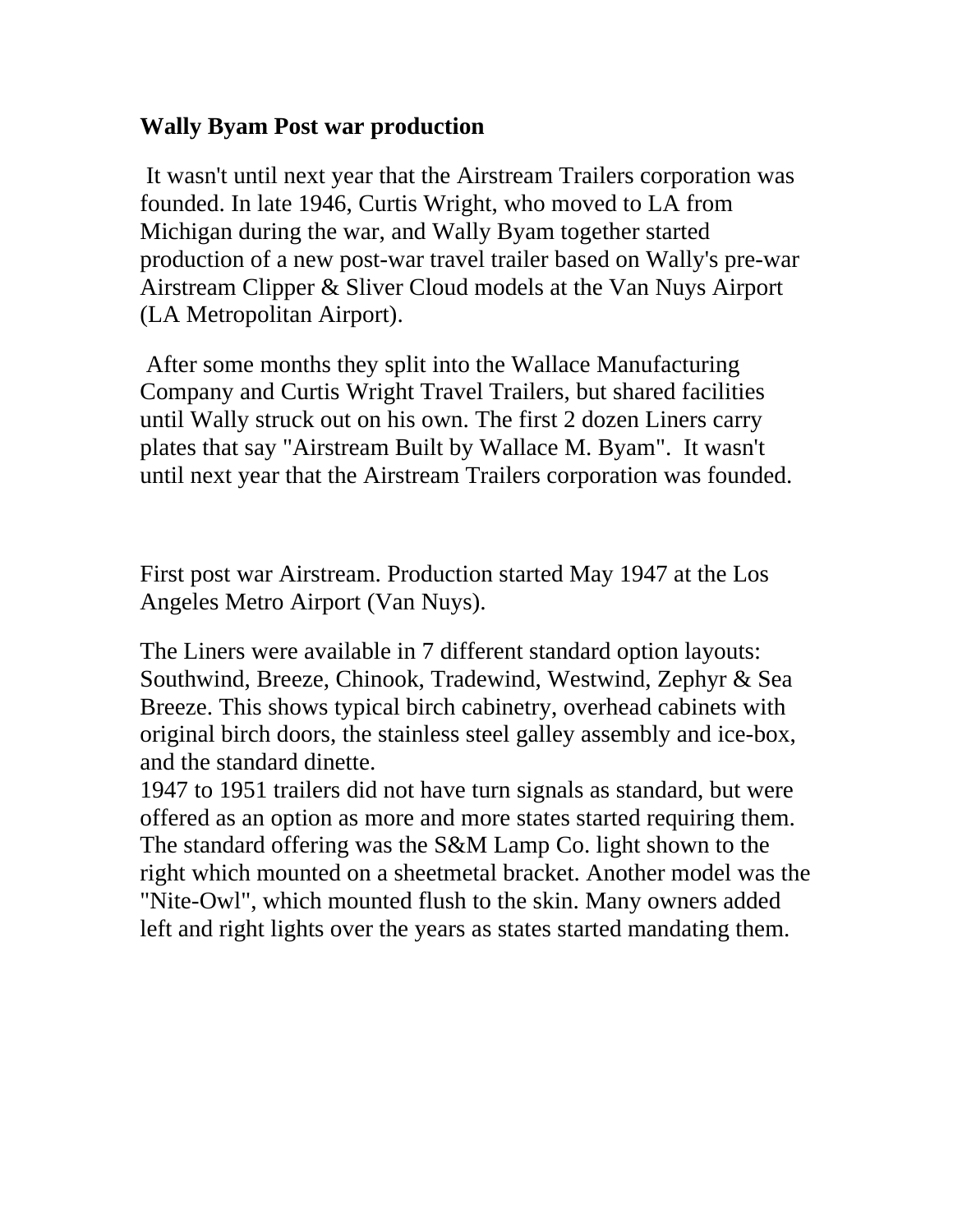**Wally Byam Post war production**

It wasn't until next year that the Airstream Trailers corporation was founded. In late 1946, Curtis Wright, who moved to LA from Michigan during the war, and Wally Byam together started production of a new post-war travel trailer based on Wally's pre-war Airstream Clipper & Sliver Cloud models at the Van Nuys Airport (LA Metropolitan Airport).

After some months they split into the Wallace Manufacturing Company and Curtis Wright Travel Trailers, but shared facilities until Wally struck out on his own. The first 2 dozen Liners carry plates that say "Airstream Built by Wallace M. Byam". It wasn't until next year that the Airstream Trailers corporation was founded.

First post war Airstream. Production started May 1947 at the Los Angeles Metro Airport (Van Nuys).

The Liners were available in 7 different standard option layouts: Southwind, Breeze, Chinook, Tradewind, Westwind, Zephyr & Sea Breeze. This shows typical birch cabinetry, overhead cabinets with original birch doors, the stainless steel galley assembly and ice-box, and the standard dinette.
1947 to 1951 trailers did not have turn signals as standard, but were offered as an option as more and more states started requiring them. The standard offering was the S&M Lamp Co. light shown to the right which mounted on a sheetmetal bracket. Another model was the "Nite-Owl", which mounted flush to the skin. Many owners added left and right lights over the years as states started mandating them.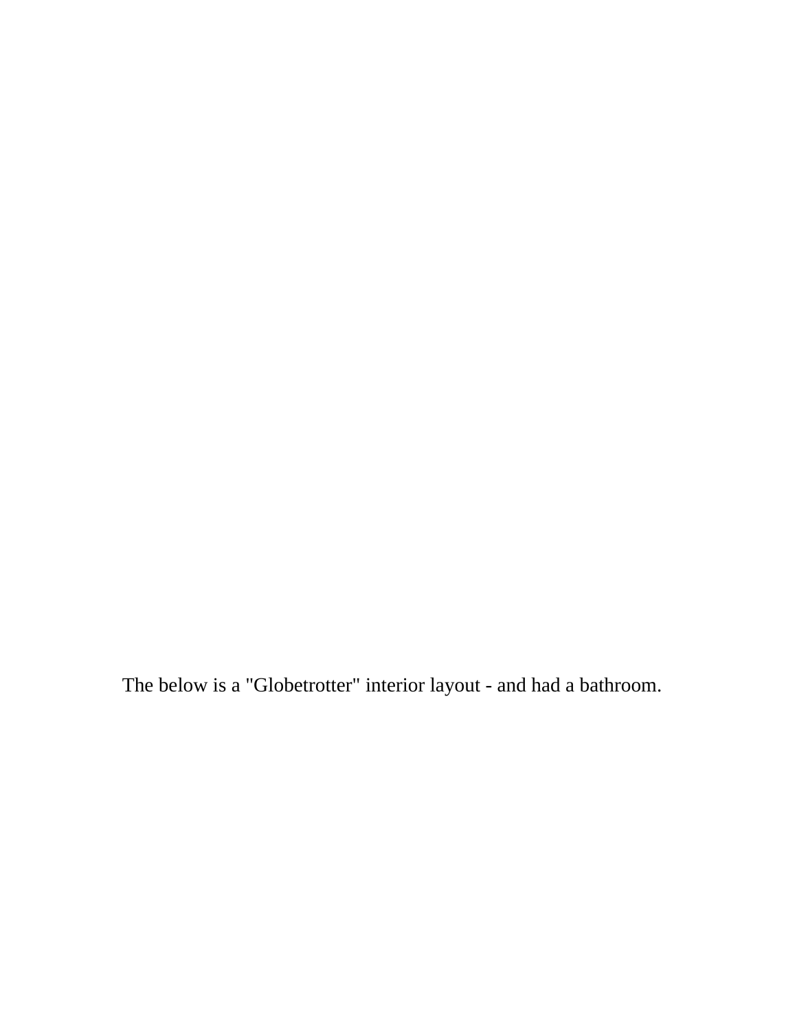The below is a "Globetrotter" interior layout - and had a bathroom.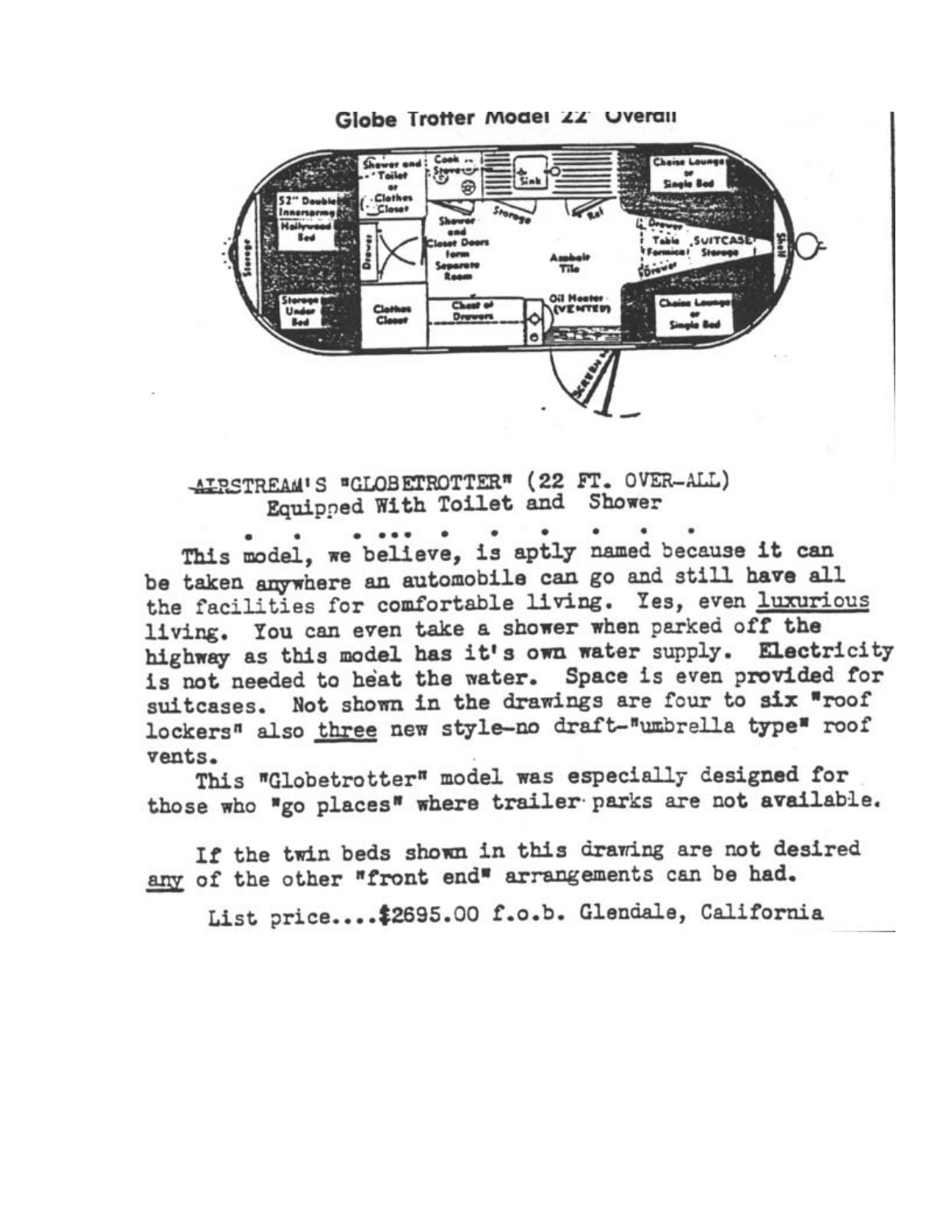Globe Trotter Model 22' Overall

AIRSTREAM'S "GLOBETROTTER" (22 FT. OVER-ALL)
Equipped With Toilet and Shower

. . . ... . . . . . .

This model, we believe, is aptly named because it can be taken anywhere an automobile can go and still have all the facilities for comfortable living. Yes, even luxurious living. You can even take a shower when parked off the highway as this model has it's own water supply. Electricity is not needed to heat the water. Space is even provided for suitcases. Not shown in the drawings are four to six "roof lockers" also three new style-no draft-"umbrella type" roof vents.

This "Globetrotter" model was especially designed for those who "go places" where trailer parks are not available.

If the twin beds shown in this drawing are not desired any of the other "front end" arrangements can be had.

List price....$2695.00 f.o.b. Glendale, California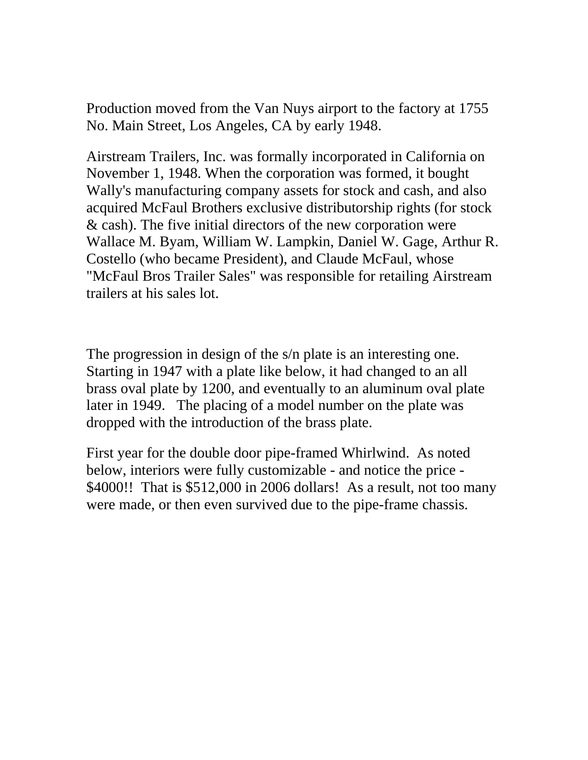Production moved from the Van Nuys airport to the factory at 1755 No. Main Street, Los Angeles, CA by early 1948.

Airstream Trailers, Inc. was formally incorporated in California on November 1, 1948. When the corporation was formed, it bought Wally's manufacturing company assets for stock and cash, and also acquired McFaul Brothers exclusive distributorship rights (for stock & cash). The five initial directors of the new corporation were Wallace M. Byam, William W. Lampkin, Daniel W. Gage, Arthur R. Costello (who became President), and Claude McFaul, whose "McFaul Bros Trailer Sales" was responsible for retailing Airstream trailers at his sales lot.

The progression in design of the s/n plate is an interesting one. Starting in 1947 with a plate like below, it had changed to an all brass oval plate by 1200, and eventually to an aluminum oval plate later in 1949. The placing of a model number on the plate was dropped with the introduction of the brass plate.

First year for the double door pipe-framed Whirlwind. As noted below, interiors were fully customizable - and notice the price - $4000!! That is $512,000 in 2006 dollars! As a result, not too many were made, or then even survived due to the pipe-frame chassis.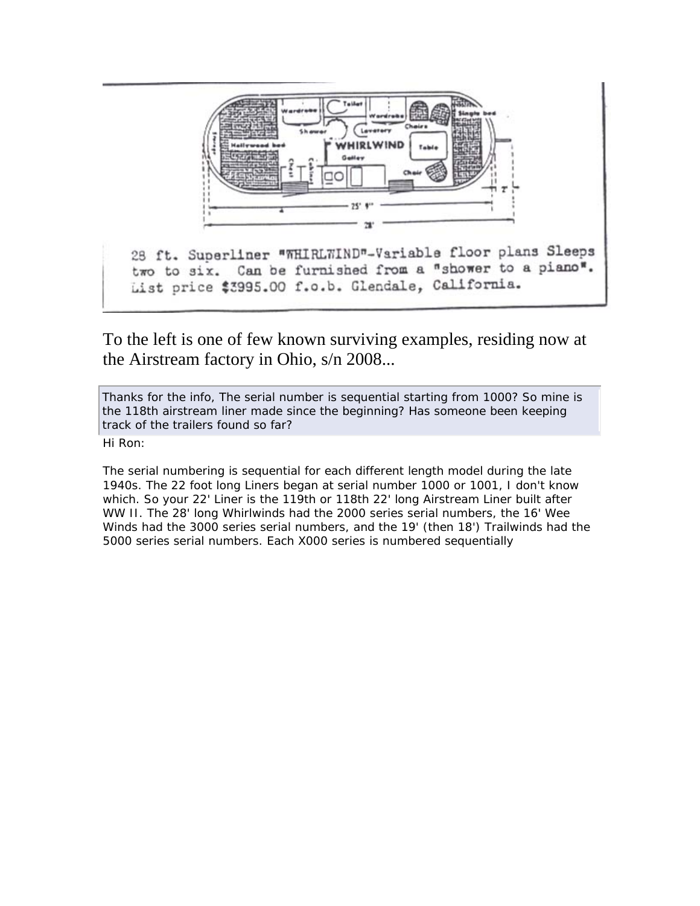28 ft. Superliner "WHIRLWIND"-Variable floor plans Sleeps two to six. Can be furnished from a "shower to a piano". List price $3995.00 f.o.b. Glendale, California.

To the left is one of few known surviving examples, residing now at the Airstream factory in Ohio, s/n 2008...

> Thanks for the info, The serial number is sequential starting from 1000? So mine is the 118th airstream liner made since the beginning? Has someone been keeping track of the trailers found so far?

Hi Ron:

The serial numbering is sequential for each different length model during the late 1940s. The 22 foot long Liners began at serial number 1000 or 1001, I don't know which. So your 22' Liner is the 119th or 118th 22' long Airstream Liner built after WW II. The 28' long Whirlwinds had the 2000 series serial numbers, the 16' Wee Winds had the 3000 series serial numbers, and the 19' (then 18') Trailwinds had the 5000 series serial numbers. Each X000 series is numbered sequentially